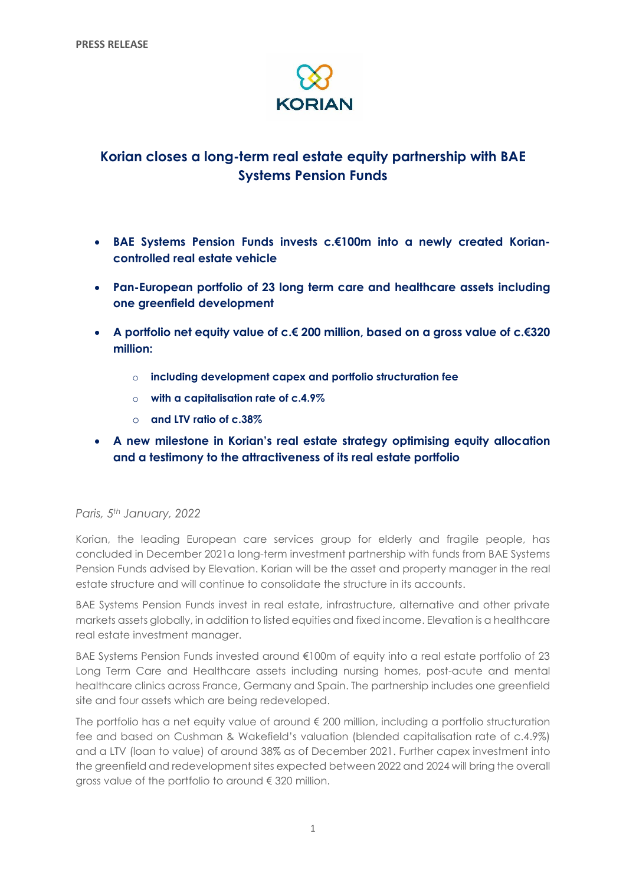**PRESS RELEASE**

KORIAN

# Korian closes a long-term real estate equity partnership with BAE Systems Pension Funds

- **BAE Systems Pension Funds invests c.€100m into a newly created Korian-controlled real estate vehicle**
- **Pan-European portfolio of 23 long term care and healthcare assets including one greenfield development**
- **A portfolio net equity value of c.€ 200 million, based on a gross value of c.€320 million:**
  - **including development capex and portfolio structuration fee**
  - **with a capitalisation rate of c.4.9%**
  - **and LTV ratio of c.38%**
- **A new milestone in Korian's real estate strategy optimising equity allocation and a testimony to the attractiveness of its real estate portfolio**

*Paris, 5th January, 2022*

Korian, the leading European care services group for elderly and fragile people, has concluded in December 2021a long-term investment partnership with funds from BAE Systems Pension Funds advised by Elevation. Korian will be the asset and property manager in the real estate structure and will continue to consolidate the structure in its accounts.

BAE Systems Pension Funds invest in real estate, infrastructure, alternative and other private markets assets globally, in addition to listed equities and fixed income. Elevation is a healthcare real estate investment manager.

BAE Systems Pension Funds invested around €100m of equity into a real estate portfolio of 23 Long Term Care and Healthcare assets including nursing homes, post-acute and mental healthcare clinics across France, Germany and Spain. The partnership includes one greenfield site and four assets which are being redeveloped.

The portfolio has a net equity value of around € 200 million, including a portfolio structuration fee and based on Cushman & Wakefield's valuation (blended capitalisation rate of c.4.9%) and a LTV (loan to value) of around 38% as of December 2021. Further capex investment into the greenfield and redevelopment sites expected between 2022 and 2024 will bring the overall gross value of the portfolio to around € 320 million.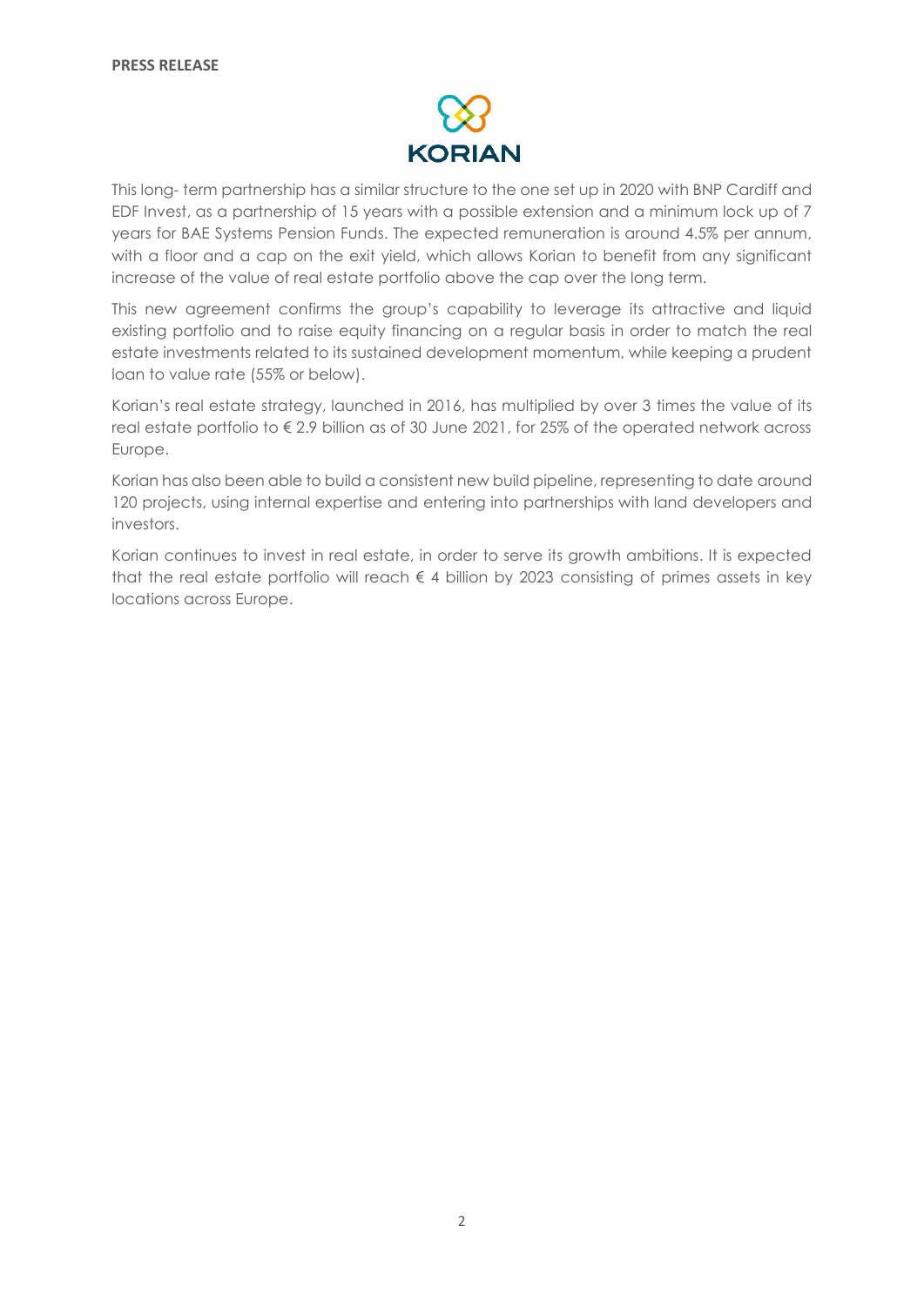This long- term partnership has a similar structure to the one set up in 2020 with BNP Cardiff and EDF Invest, as a partnership of 15 years with a possible extension and a minimum lock up of 7 years for BAE Systems Pension Funds. The expected remuneration is around 4.5% per annum, with a floor and a cap on the exit yield, which allows Korian to benefit from any significant increase of the value of real estate portfolio above the cap over the long term.

This new agreement confirms the group's capability to leverage its attractive and liquid existing portfolio and to raise equity financing on a regular basis in order to match the real estate investments related to its sustained development momentum, while keeping a prudent loan to value rate (55% or below).

Korian's real estate strategy, launched in 2016, has multiplied by over 3 times the value of its real estate portfolio to € 2.9 billion as of 30 June 2021, for 25% of the operated network across Europe.

Korian has also been able to build a consistent new build pipeline, representing to date around 120 projects, using internal expertise and entering into partnerships with land developers and investors.

Korian continues to invest in real estate, in order to serve its growth ambitions. It is expected that the real estate portfolio will reach € 4 billion by 2023 consisting of primes assets in key locations across Europe.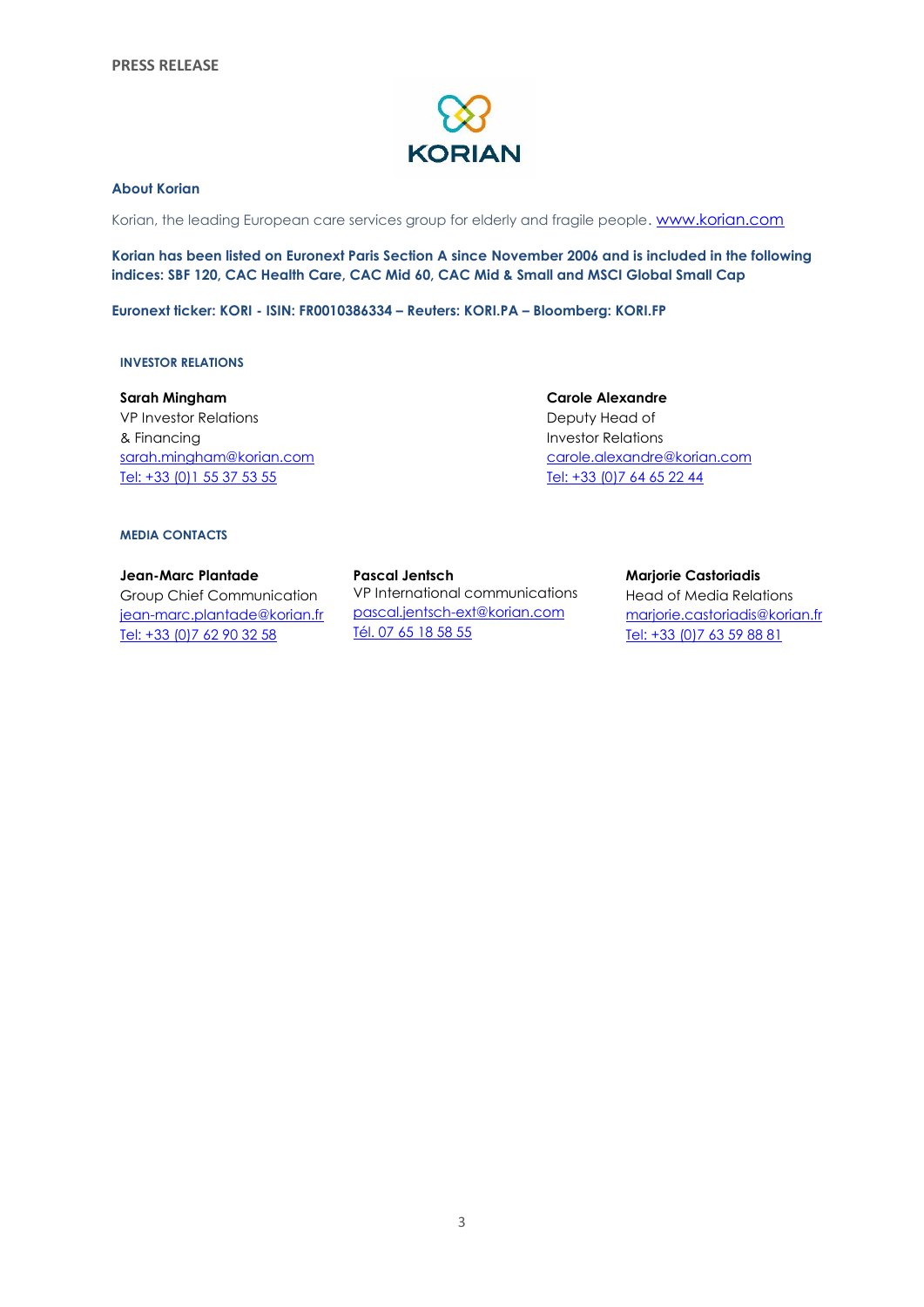**PRESS RELEASE**

KORIAN

### About Korian

Korian, the leading European care services group for elderly and fragile people. www.korian.com

**Korian has been listed on Euronext Paris Section A since November 2006 and is included in the following indices: SBF 120, CAC Health Care, CAC Mid 60, CAC Mid & Small and MSCI Global Small Cap**

**Euronext ticker: KORI - ISIN: FR0010386334 – Reuters: KORI.PA – Bloomberg: KORI.FP**

#### INVESTOR RELATIONS

**Sarah Mingham**
VP Investor Relations
& Financing
sarah.mingham@korian.com
Tel: +33 (0)1 55 37 53 55

**Carole Alexandre**
Deputy Head of
Investor Relations
carole.alexandre@korian.com
Tel: +33 (0)7 64 65 22 44

#### MEDIA CONTACTS

**Jean-Marc Plantade**
Group Chief Communication
jean-marc.plantade@korian.fr
Tel: +33 (0)7 62 90 32 58

**Pascal Jentsch**
VP International communications
pascal.jentsch-ext@korian.com
Tél. 07 65 18 58 55

**Marjorie Castoriadis**
Head of Media Relations
marjorie.castoriadis@korian.fr
Tel: +33 (0)7 63 59 88 81